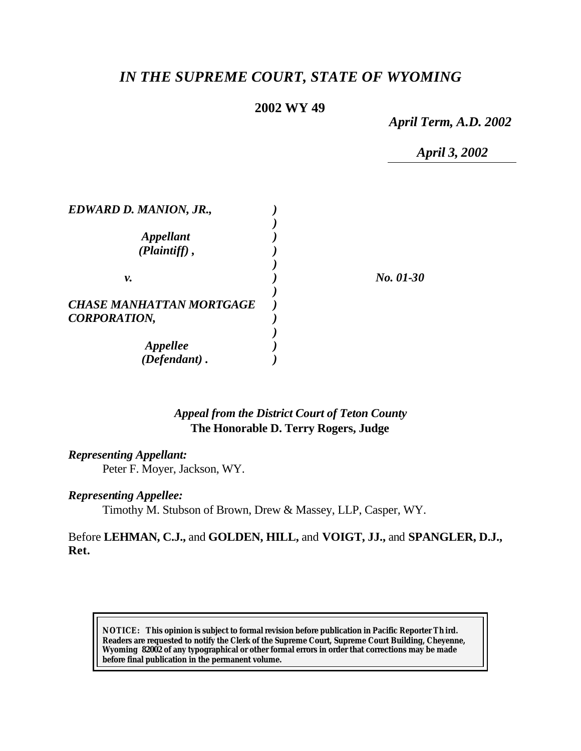# *IN THE SUPREME COURT, STATE OF WYOMING*

**2002 WY 49**

*April Term, A.D. 2002*

*April 3, 2002*

| | | |
|---|---|---|
| ***EDWARD D. MANION, JR.,*** | ) | |
| | ) | |
| ***Appellant*** | ) | |
| ***(Plaintiff) ,*** | ) | |
| | ) | |
| ***v.*** | ) | ***No. 01-30*** |
| | ) | |
| ***CHASE MANHATTAN MORTGAGE CORPORATION,*** | ) | |
| | ) | |
| ***Appellee*** | ) | |
| ***(Defendant) .*** | ) | |

***Appeal from the District Court of Teton County***
**The Honorable D. Terry Rogers, Judge**

***Representing Appellant:***
Peter F. Moyer, Jackson, WY.

***Representing Appellee:***
Timothy M. Stubson of Brown, Drew & Massey, LLP, Casper, WY.

Before **LEHMAN, C.J.,** and **GOLDEN, HILL,** and **VOIGT, JJ.,** and **SPANGLER, D.J., Ret.**

**NOTICE: This opinion is subject to formal revision before publication in Pacific Reporter Third. Readers are requested to notify the Clerk of the Supreme Court, Supreme Court Building, Cheyenne, Wyoming 82002 of any typographical or other formal errors in order that corrections may be made before final publication in the permanent volume.**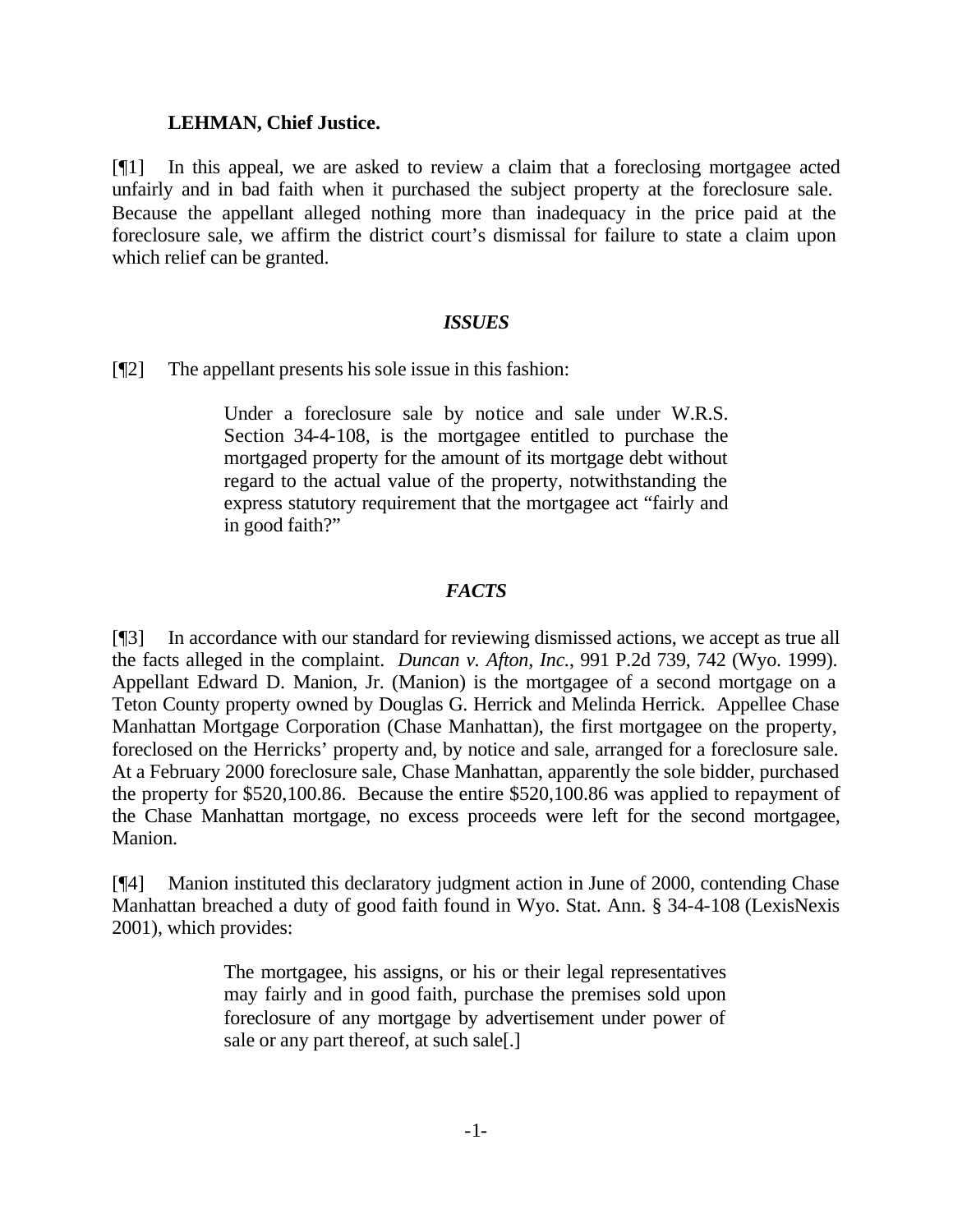**LEHMAN, Chief Justice.**

[¶1] In this appeal, we are asked to review a claim that a foreclosing mortgagee acted unfairly and in bad faith when it purchased the subject property at the foreclosure sale. Because the appellant alleged nothing more than inadequacy in the price paid at the foreclosure sale, we affirm the district court's dismissal for failure to state a claim upon which relief can be granted.

### *ISSUES*

[¶2] The appellant presents his sole issue in this fashion:

> Under a foreclosure sale by notice and sale under W.R.S. Section 34-4-108, is the mortgagee entitled to purchase the mortgaged property for the amount of its mortgage debt without regard to the actual value of the property, notwithstanding the express statutory requirement that the mortgagee act "fairly and in good faith?"

### *FACTS*

[¶3] In accordance with our standard for reviewing dismissed actions, we accept as true all the facts alleged in the complaint. *Duncan v. Afton, Inc.*, 991 P.2d 739, 742 (Wyo. 1999). Appellant Edward D. Manion, Jr. (Manion) is the mortgagee of a second mortgage on a Teton County property owned by Douglas G. Herrick and Melinda Herrick. Appellee Chase Manhattan Mortgage Corporation (Chase Manhattan), the first mortgagee on the property, foreclosed on the Herricks' property and, by notice and sale, arranged for a foreclosure sale. At a February 2000 foreclosure sale, Chase Manhattan, apparently the sole bidder, purchased the property for $520,100.86. Because the entire $520,100.86 was applied to repayment of the Chase Manhattan mortgage, no excess proceeds were left for the second mortgagee, Manion.

[¶4] Manion instituted this declaratory judgment action in June of 2000, contending Chase Manhattan breached a duty of good faith found in Wyo. Stat. Ann. § 34-4-108 (LexisNexis 2001), which provides:

> The mortgagee, his assigns, or his or their legal representatives may fairly and in good faith, purchase the premises sold upon foreclosure of any mortgage by advertisement under power of sale or any part thereof, at such sale[.]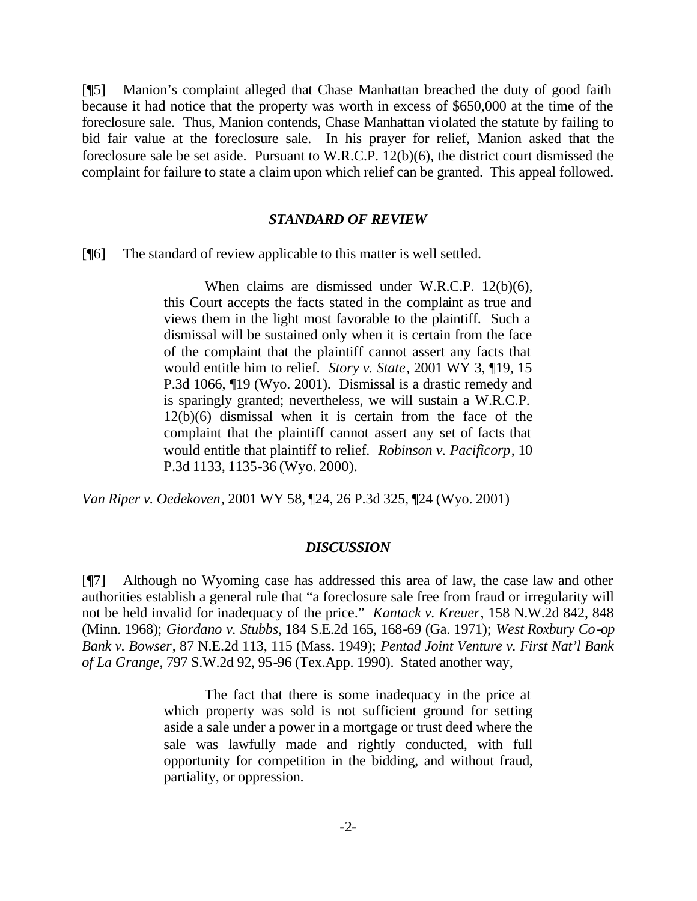[¶5] Manion's complaint alleged that Chase Manhattan breached the duty of good faith because it had notice that the property was worth in excess of $650,000 at the time of the foreclosure sale. Thus, Manion contends, Chase Manhattan violated the statute by failing to bid fair value at the foreclosure sale. In his prayer for relief, Manion asked that the foreclosure sale be set aside. Pursuant to W.R.C.P. 12(b)(6), the district court dismissed the complaint for failure to state a claim upon which relief can be granted. This appeal followed.

### *STANDARD OF REVIEW*

[¶6] The standard of review applicable to this matter is well settled.

> When claims are dismissed under W.R.C.P. 12(b)(6), this Court accepts the facts stated in the complaint as true and views them in the light most favorable to the plaintiff. Such a dismissal will be sustained only when it is certain from the face of the complaint that the plaintiff cannot assert any facts that would entitle him to relief. *Story v. State*, 2001 WY 3, ¶19, 15 P.3d 1066, ¶19 (Wyo. 2001). Dismissal is a drastic remedy and is sparingly granted; nevertheless, we will sustain a W.R.C.P. 12(b)(6) dismissal when it is certain from the face of the complaint that the plaintiff cannot assert any set of facts that would entitle that plaintiff to relief. *Robinson v. Pacificorp*, 10 P.3d 1133, 1135-36 (Wyo. 2000).

*Van Riper v. Oedekoven*, 2001 WY 58, ¶24, 26 P.3d 325, ¶24 (Wyo. 2001)

### *DISCUSSION*

[¶7] Although no Wyoming case has addressed this area of law, the case law and other authorities establish a general rule that "a foreclosure sale free from fraud or irregularity will not be held invalid for inadequacy of the price." *Kantack v. Kreuer*, 158 N.W.2d 842, 848 (Minn. 1968); *Giordano v. Stubbs*, 184 S.E.2d 165, 168-69 (Ga. 1971); *West Roxbury Co-op Bank v. Bowser*, 87 N.E.2d 113, 115 (Mass. 1949); *Pentad Joint Venture v. First Nat'l Bank of La Grange*, 797 S.W.2d 92, 95-96 (Tex.App. 1990). Stated another way,

> The fact that there is some inadequacy in the price at which property was sold is not sufficient ground for setting aside a sale under a power in a mortgage or trust deed where the sale was lawfully made and rightly conducted, with full opportunity for competition in the bidding, and without fraud, partiality, or oppression.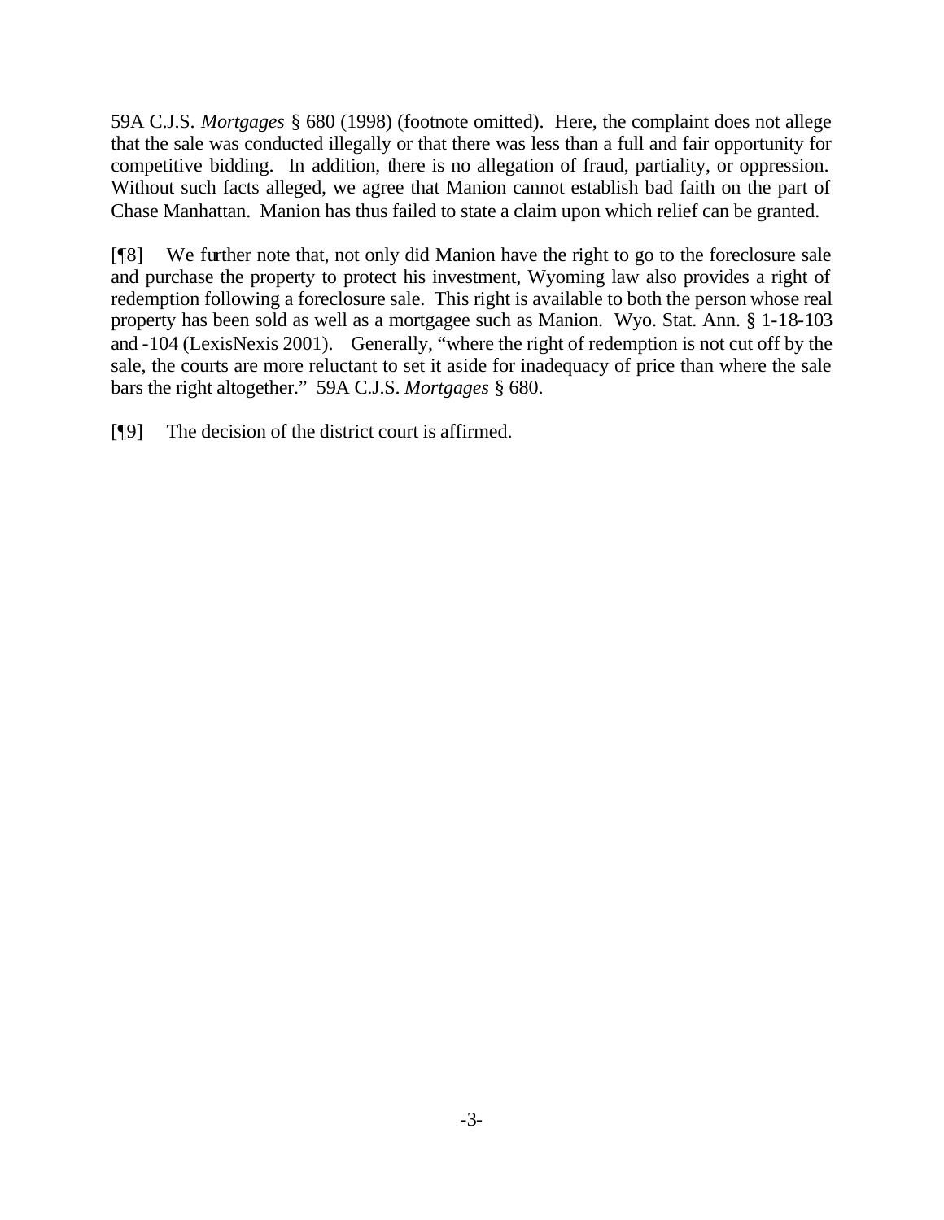59A C.J.S. *Mortgages* § 680 (1998) (footnote omitted). Here, the complaint does not allege that the sale was conducted illegally or that there was less than a full and fair opportunity for competitive bidding. In addition, there is no allegation of fraud, partiality, or oppression. Without such facts alleged, we agree that Manion cannot establish bad faith on the part of Chase Manhattan. Manion has thus failed to state a claim upon which relief can be granted.

[¶8] We further note that, not only did Manion have the right to go to the foreclosure sale and purchase the property to protect his investment, Wyoming law also provides a right of redemption following a foreclosure sale. This right is available to both the person whose real property has been sold as well as a mortgagee such as Manion. Wyo. Stat. Ann. § 1-18-103 and -104 (LexisNexis 2001). Generally, "where the right of redemption is not cut off by the sale, the courts are more reluctant to set it aside for inadequacy of price than where the sale bars the right altogether." 59A C.J.S. *Mortgages* § 680.

[¶9] The decision of the district court is affirmed.